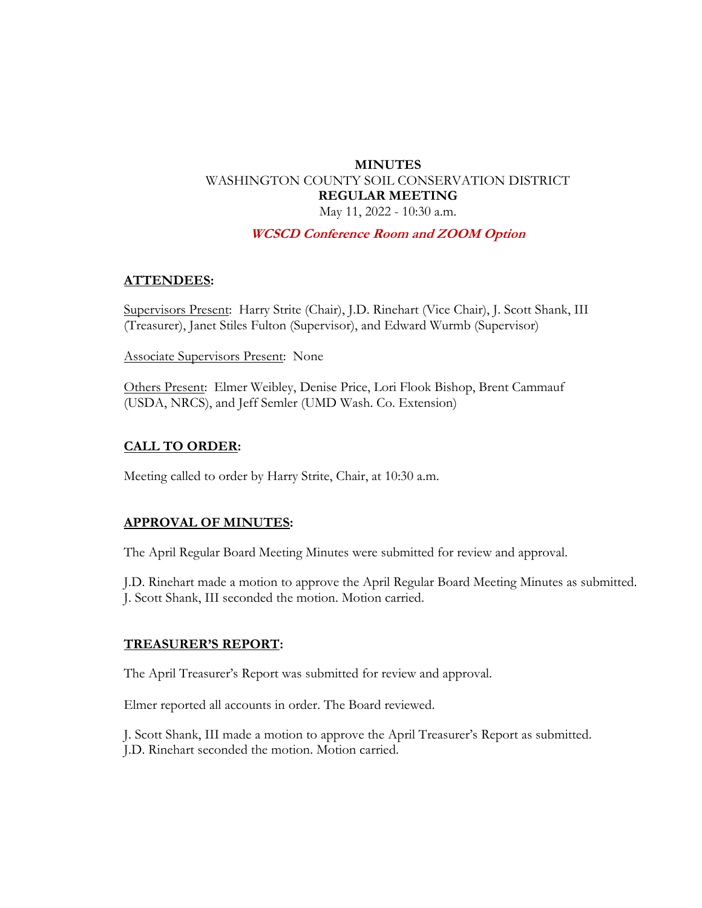**MINUTES**
WASHINGTON COUNTY SOIL CONSERVATION DISTRICT
**REGULAR MEETING**
May 11, 2022 - 10:30 a.m.

***WCSCD Conference Room and ZOOM Option***

## ATTENDEES:

Supervisors Present: Harry Strite (Chair), J.D. Rinehart (Vice Chair), J. Scott Shank, III (Treasurer), Janet Stiles Fulton (Supervisor), and Edward Wurmb (Supervisor)

Associate Supervisors Present: None

Others Present: Elmer Weibley, Denise Price, Lori Flook Bishop, Brent Cammauf (USDA, NRCS), and Jeff Semler (UMD Wash. Co. Extension)

## CALL TO ORDER:

Meeting called to order by Harry Strite, Chair, at 10:30 a.m.

## APPROVAL OF MINUTES:

The April Regular Board Meeting Minutes were submitted for review and approval.

J.D. Rinehart made a motion to approve the April Regular Board Meeting Minutes as submitted. J. Scott Shank, III seconded the motion. Motion carried.

## TREASURER'S REPORT:

The April Treasurer's Report was submitted for review and approval.

Elmer reported all accounts in order. The Board reviewed.

J. Scott Shank, III made a motion to approve the April Treasurer's Report as submitted. J.D. Rinehart seconded the motion. Motion carried.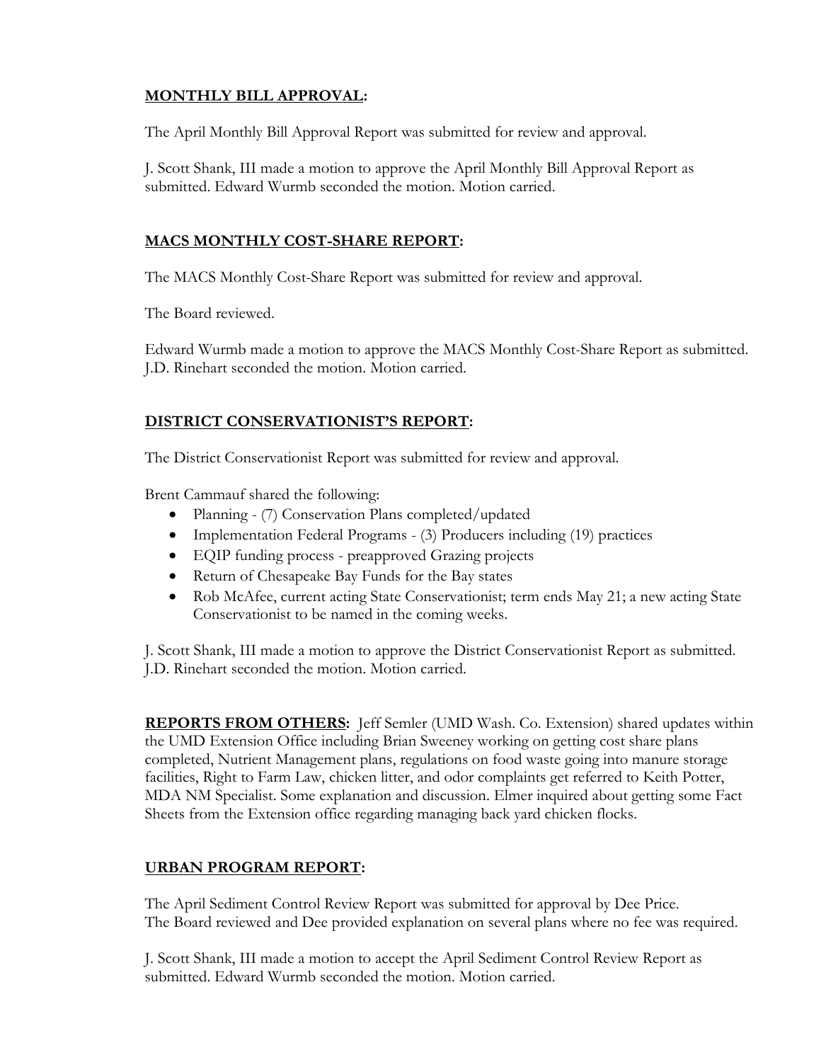**MONTHLY BILL APPROVAL:**

The April Monthly Bill Approval Report was submitted for review and approval.

J. Scott Shank, III made a motion to approve the April Monthly Bill Approval Report as submitted. Edward Wurmb seconded the motion. Motion carried.

**MACS MONTHLY COST-SHARE REPORT:**

The MACS Monthly Cost-Share Report was submitted for review and approval.

The Board reviewed.

Edward Wurmb made a motion to approve the MACS Monthly Cost-Share Report as submitted. J.D. Rinehart seconded the motion. Motion carried.

**DISTRICT CONSERVATIONIST'S REPORT:**

The District Conservationist Report was submitted for review and approval.

Brent Cammauf shared the following:

- Planning - (7) Conservation Plans completed/updated
- Implementation Federal Programs - (3) Producers including (19) practices
- EQIP funding process - preapproved Grazing projects
- Return of Chesapeake Bay Funds for the Bay states
- Rob McAfee, current acting State Conservationist; term ends May 21; a new acting State Conservationist to be named in the coming weeks.

J. Scott Shank, III made a motion to approve the District Conservationist Report as submitted. J.D. Rinehart seconded the motion. Motion carried.

**REPORTS FROM OTHERS:** Jeff Semler (UMD Wash. Co. Extension) shared updates within the UMD Extension Office including Brian Sweeney working on getting cost share plans completed, Nutrient Management plans, regulations on food waste going into manure storage facilities, Right to Farm Law, chicken litter, and odor complaints get referred to Keith Potter, MDA NM Specialist. Some explanation and discussion. Elmer inquired about getting some Fact Sheets from the Extension office regarding managing back yard chicken flocks.

**URBAN PROGRAM REPORT:**

The April Sediment Control Review Report was submitted for approval by Dee Price. The Board reviewed and Dee provided explanation on several plans where no fee was required.

J. Scott Shank, III made a motion to accept the April Sediment Control Review Report as submitted. Edward Wurmb seconded the motion. Motion carried.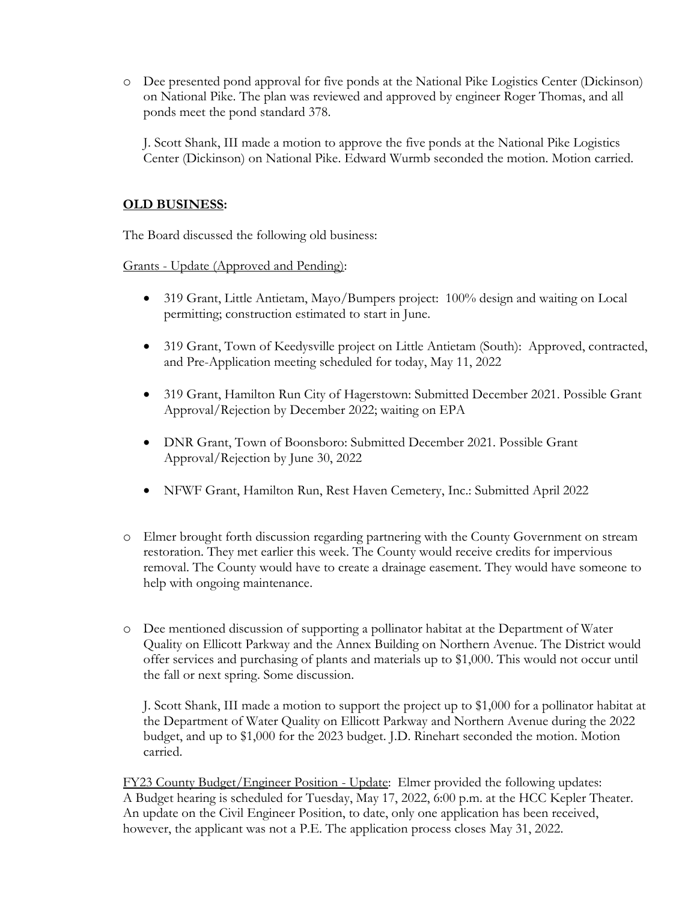- Dee presented pond approval for five ponds at the National Pike Logistics Center (Dickinson) on National Pike. The plan was reviewed and approved by engineer Roger Thomas, and all ponds meet the pond standard 378.

  J. Scott Shank, III made a motion to approve the five ponds at the National Pike Logistics Center (Dickinson) on National Pike. Edward Wurmb seconded the motion. Motion carried.

## **OLD BUSINESS:**

The Board discussed the following old business:

Grants - Update (Approved and Pending):

- 319 Grant, Little Antietam, Mayo/Bumpers project: 100% design and waiting on Local permitting; construction estimated to start in June.
- 319 Grant, Town of Keedysville project on Little Antietam (South): Approved, contracted, and Pre-Application meeting scheduled for today, May 11, 2022
- 319 Grant, Hamilton Run City of Hagerstown: Submitted December 2021. Possible Grant Approval/Rejection by December 2022; waiting on EPA
- DNR Grant, Town of Boonsboro: Submitted December 2021. Possible Grant Approval/Rejection by June 30, 2022
- NFWF Grant, Hamilton Run, Rest Haven Cemetery, Inc.: Submitted April 2022

- Elmer brought forth discussion regarding partnering with the County Government on stream restoration. They met earlier this week. The County would receive credits for impervious removal. The County would have to create a drainage easement. They would have someone to help with ongoing maintenance.

- Dee mentioned discussion of supporting a pollinator habitat at the Department of Water Quality on Ellicott Parkway and the Annex Building on Northern Avenue. The District would offer services and purchasing of plants and materials up to $1,000. This would not occur until the fall or next spring. Some discussion.

  J. Scott Shank, III made a motion to support the project up to $1,000 for a pollinator habitat at the Department of Water Quality on Ellicott Parkway and Northern Avenue during the 2022 budget, and up to $1,000 for the 2023 budget. J.D. Rinehart seconded the motion. Motion carried.

FY23 County Budget/Engineer Position - Update: Elmer provided the following updates:
A Budget hearing is scheduled for Tuesday, May 17, 2022, 6:00 p.m. at the HCC Kepler Theater.
An update on the Civil Engineer Position, to date, only one application has been received, however, the applicant was not a P.E. The application process closes May 31, 2022.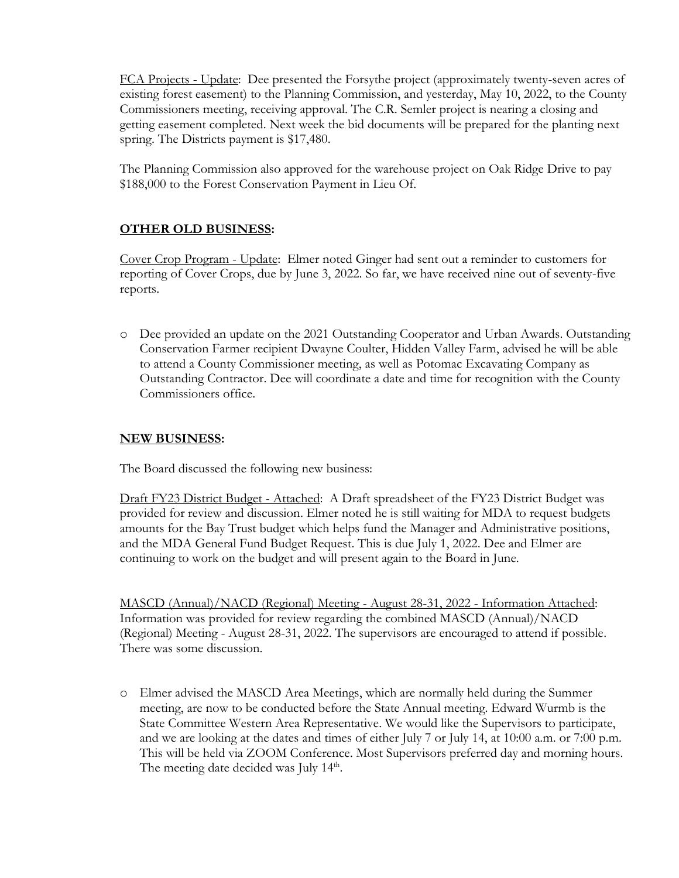FCA Projects - Update: Dee presented the Forsythe project (approximately twenty-seven acres of existing forest easement) to the Planning Commission, and yesterday, May 10, 2022, to the County Commissioners meeting, receiving approval. The C.R. Semler project is nearing a closing and getting easement completed. Next week the bid documents will be prepared for the planting next spring. The Districts payment is $17,480.

The Planning Commission also approved for the warehouse project on Oak Ridge Drive to pay $188,000 to the Forest Conservation Payment in Lieu Of.

## **OTHER OLD BUSINESS:**

Cover Crop Program - Update: Elmer noted Ginger had sent out a reminder to customers for reporting of Cover Crops, due by June 3, 2022. So far, we have received nine out of seventy-five reports.

- Dee provided an update on the 2021 Outstanding Cooperator and Urban Awards. Outstanding Conservation Farmer recipient Dwayne Coulter, Hidden Valley Farm, advised he will be able to attend a County Commissioner meeting, as well as Potomac Excavating Company as Outstanding Contractor. Dee will coordinate a date and time for recognition with the County Commissioners office.

## **NEW BUSINESS:**

The Board discussed the following new business:

Draft FY23 District Budget - Attached: A Draft spreadsheet of the FY23 District Budget was provided for review and discussion. Elmer noted he is still waiting for MDA to request budgets amounts for the Bay Trust budget which helps fund the Manager and Administrative positions, and the MDA General Fund Budget Request. This is due July 1, 2022. Dee and Elmer are continuing to work on the budget and will present again to the Board in June.

MASCD (Annual)/NACD (Regional) Meeting - August 28-31, 2022 - Information Attached: Information was provided for review regarding the combined MASCD (Annual)/NACD (Regional) Meeting - August 28-31, 2022. The supervisors are encouraged to attend if possible. There was some discussion.

- Elmer advised the MASCD Area Meetings, which are normally held during the Summer meeting, are now to be conducted before the State Annual meeting. Edward Wurmb is the State Committee Western Area Representative. We would like the Supervisors to participate, and we are looking at the dates and times of either July 7 or July 14, at 10:00 a.m. or 7:00 p.m. This will be held via ZOOM Conference. Most Supervisors preferred day and morning hours. The meeting date decided was July 14th.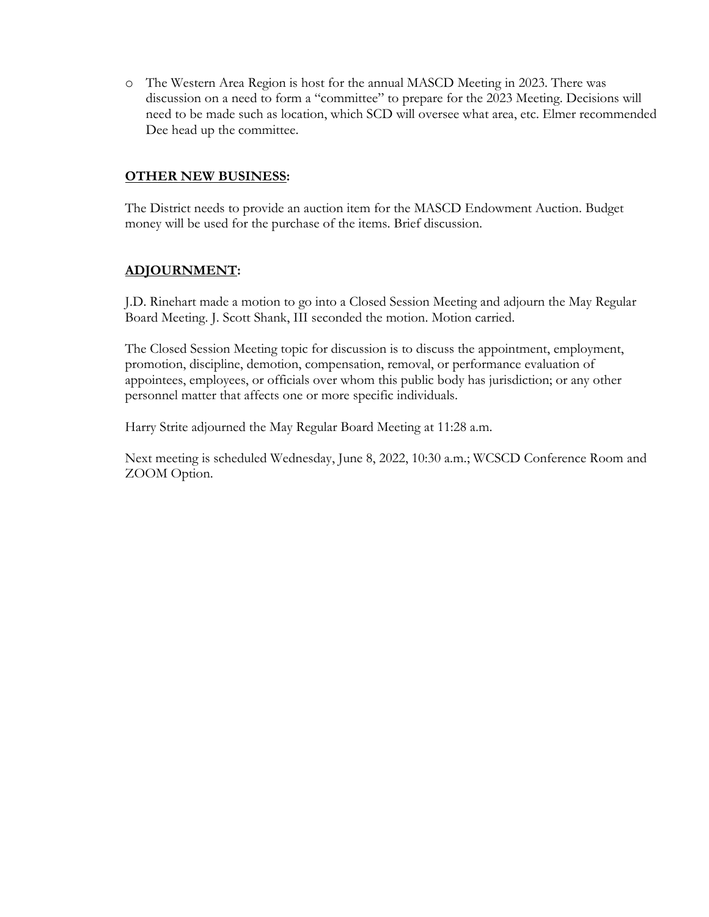- The Western Area Region is host for the annual MASCD Meeting in 2023. There was discussion on a need to form a "committee" to prepare for the 2023 Meeting. Decisions will need to be made such as location, which SCD will oversee what area, etc. Elmer recommended Dee head up the committee.

**OTHER NEW BUSINESS:**

The District needs to provide an auction item for the MASCD Endowment Auction. Budget money will be used for the purchase of the items. Brief discussion.

**ADJOURNMENT:**

J.D. Rinehart made a motion to go into a Closed Session Meeting and adjourn the May Regular Board Meeting. J. Scott Shank, III seconded the motion. Motion carried.

The Closed Session Meeting topic for discussion is to discuss the appointment, employment, promotion, discipline, demotion, compensation, removal, or performance evaluation of appointees, employees, or officials over whom this public body has jurisdiction; or any other personnel matter that affects one or more specific individuals.

Harry Strite adjourned the May Regular Board Meeting at 11:28 a.m.

Next meeting is scheduled Wednesday, June 8, 2022, 10:30 a.m.; WCSCD Conference Room and ZOOM Option.